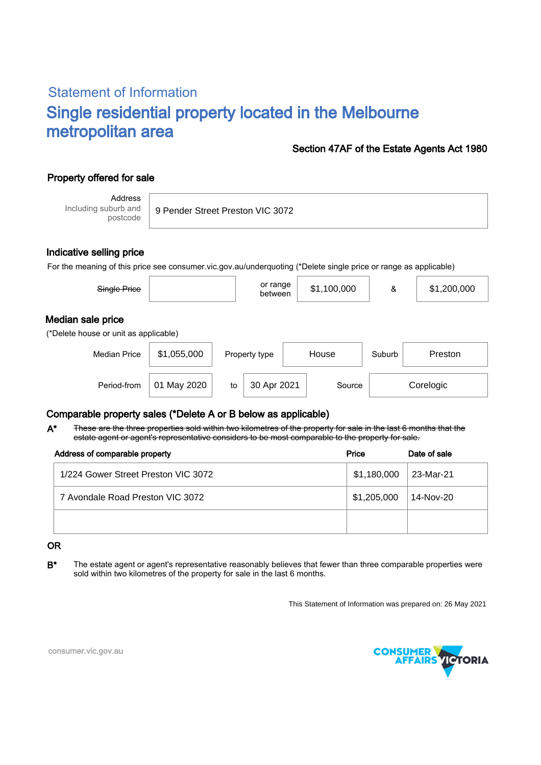## Statement of Information

# Single residential property located in the Melbourne metropolitan area

**Section 47AF of the Estate Agents Act 1980**

### Property offered for sale

| Address Including suburb and postcode | 9 Pender Street Preston VIC 3072 |
|---|---|

### Indicative selling price

For the meaning of this price see consumer.vic.gov.au/underquoting (*Delete single price or range as applicable)

| ~~Single Price~~ | | or range between | $1,100,000 | & | $1,200,000 |
|---|---|---|---|---|---|

### Median sale price

(*Delete house or unit as applicable)

| Median Price | $1,055,000 | Property type | House | Suburb | Preston |
|---|---|---|---|---|---|
| Period-from | 01 May 2020 | to | 30 Apr 2021 | Source | Corelogic |

### Comparable property sales (*Delete A or B below as applicable)

**A*** ~~These are the three properties sold within two kilometres of the property for sale in the last 6 months that the estate agent or agent's representative considers to be most comparable to the property for sale.~~

| Address of comparable property | Price | Date of sale |
|---|---|---|
| 1/224 Gower Street Preston VIC 3072 | $1,180,000 | 23-Mar-21 |
| 7 Avondale Road Preston VIC 3072 | $1,205,000 | 14-Nov-20 |
| | | |

OR

**B*** The estate agent or agent's representative reasonably believes that fewer than three comparable properties were sold within two kilometres of the property for sale in the last 6 months.

This Statement of Information was prepared on: 26 May 2021

consumer.vic.gov.au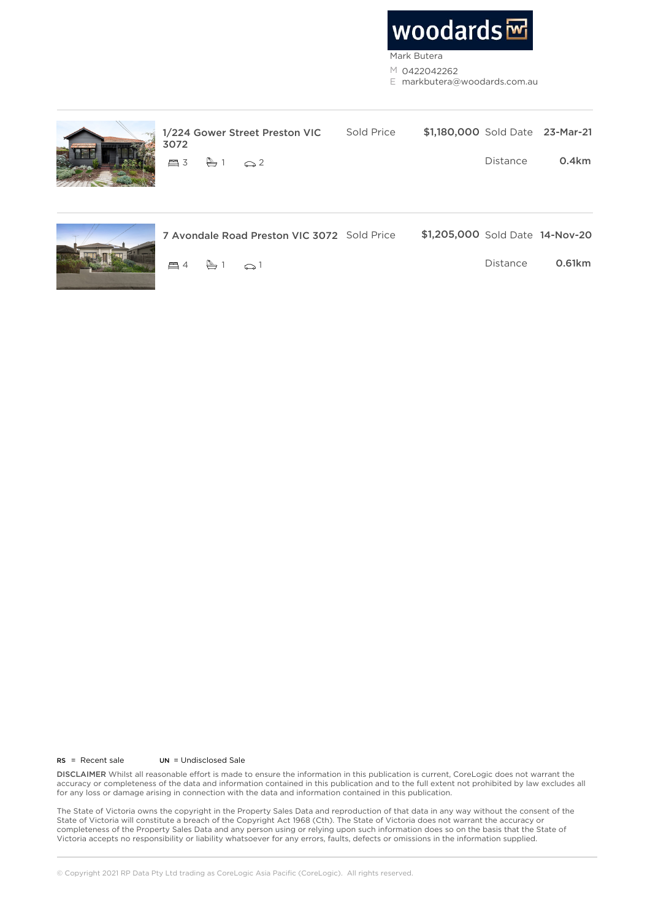woodards

Mark Butera

M 0422042262
E markbutera@woodards.com.au

| | | | | |
|---|---|---|---|---|
| 1/224 Gower Street Preston VIC 3072 | Sold Price | $1,180,000 | Sold Date | 23-Mar-21 |
| 3 bed, 1 bath, 2 car | | | Distance | 0.4km |
| 7 Avondale Road Preston VIC 3072 | Sold Price | $1,205,000 | Sold Date | 14-Nov-20 |
| 4 bed, 1 bath, 1 car | | | Distance | 0.61km |

**RS** = Recent sale **UN** = Undisclosed Sale

**DISCLAIMER** Whilst all reasonable effort is made to ensure the information in this publication is current, CoreLogic does not warrant the accuracy or completeness of the data and information contained in this publication and to the full extent not prohibited by law excludes all for any loss or damage arising in connection with the data and information contained in this publication.

The State of Victoria owns the copyright in the Property Sales Data and reproduction of that data in any way without the consent of the State of Victoria will constitute a breach of the Copyright Act 1968 (Cth). The State of Victoria does not warrant the accuracy or completeness of the Property Sales Data and any person using or relying upon such information does so on the basis that the State of Victoria accepts no responsibility or liability whatsoever for any errors, faults, defects or omissions in the information supplied.

© Copyright 2021 RP Data Pty Ltd trading as CoreLogic Asia Pacific (CoreLogic). All rights reserved.